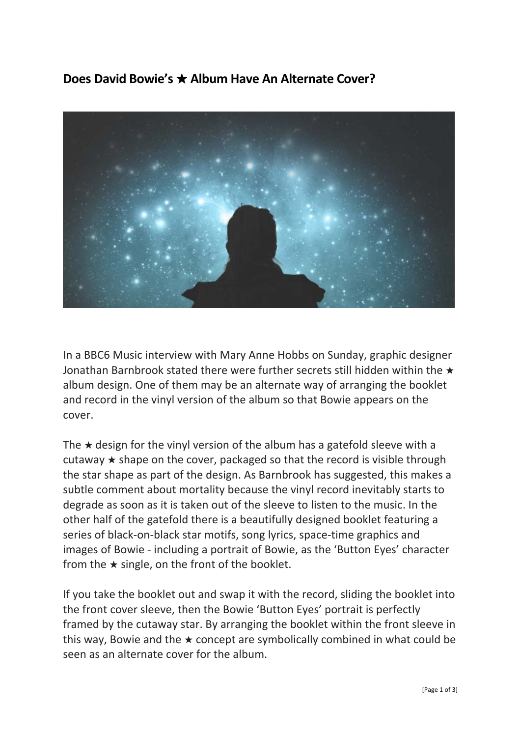## Does David Bowie's ★ Album Have An Alternate Cover?

In a BBC6 Music interview with Mary Anne Hobbs on Sunday, graphic designer Jonathan Barnbrook stated there were further secrets still hidden within the ★ album design. One of them may be an alternate way of arranging the booklet and record in the vinyl version of the album so that Bowie appears on the cover.

The ★ design for the vinyl version of the album has a gatefold sleeve with a cutaway ★ shape on the cover, packaged so that the record is visible through the star shape as part of the design. As Barnbrook has suggested, this makes a subtle comment about mortality because the vinyl record inevitably starts to degrade as soon as it is taken out of the sleeve to listen to the music. In the other half of the gatefold there is a beautifully designed booklet featuring a series of black-on-black star motifs, song lyrics, space-time graphics and images of Bowie - including a portrait of Bowie, as the 'Button Eyes' character from the ★ single, on the front of the booklet.

If you take the booklet out and swap it with the record, sliding the booklet into the front cover sleeve, then the Bowie 'Button Eyes' portrait is perfectly framed by the cutaway star. By arranging the booklet within the front sleeve in this way, Bowie and the ★ concept are symbolically combined in what could be seen as an alternate cover for the album.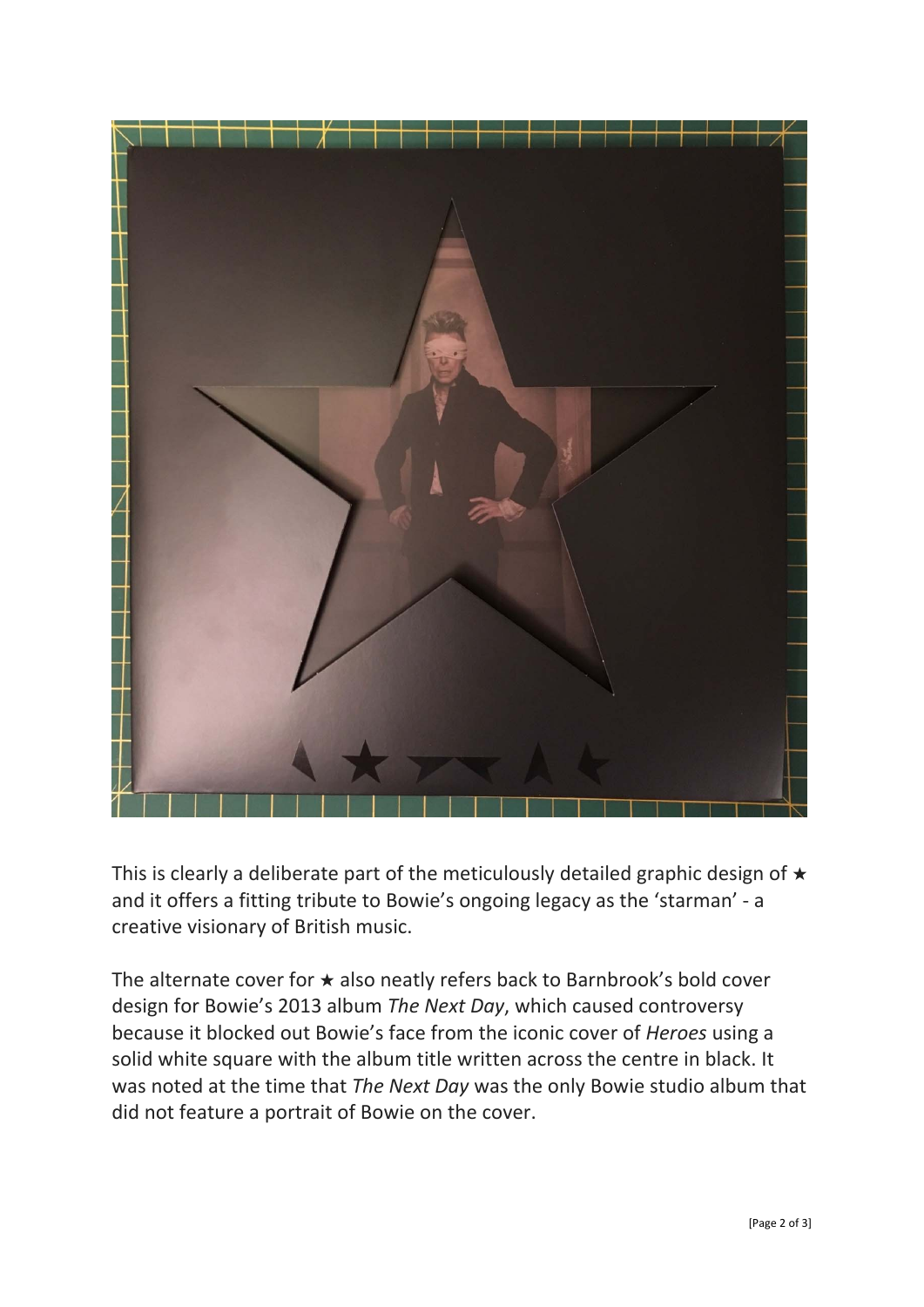This is clearly a deliberate part of the meticulously detailed graphic design of ★ and it offers a fitting tribute to Bowie's ongoing legacy as the 'starman' - a creative visionary of British music.

The alternate cover for ★ also neatly refers back to Barnbrook's bold cover design for Bowie's 2013 album *The Next Day*, which caused controversy because it blocked out Bowie's face from the iconic cover of *Heroes* using a solid white square with the album title written across the centre in black. It was noted at the time that *The Next Day* was the only Bowie studio album that did not feature a portrait of Bowie on the cover.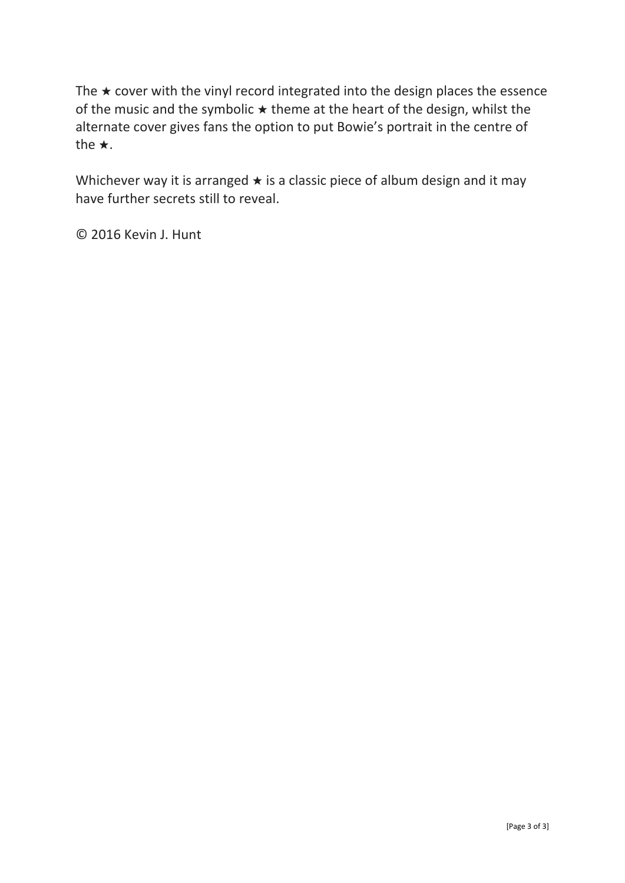The ★ cover with the vinyl record integrated into the design places the essence of the music and the symbolic ★ theme at the heart of the design, whilst the alternate cover gives fans the option to put Bowie's portrait in the centre of the ★.

Whichever way it is arranged ★ is a classic piece of album design and it may have further secrets still to reveal.

© 2016 Kevin J. Hunt